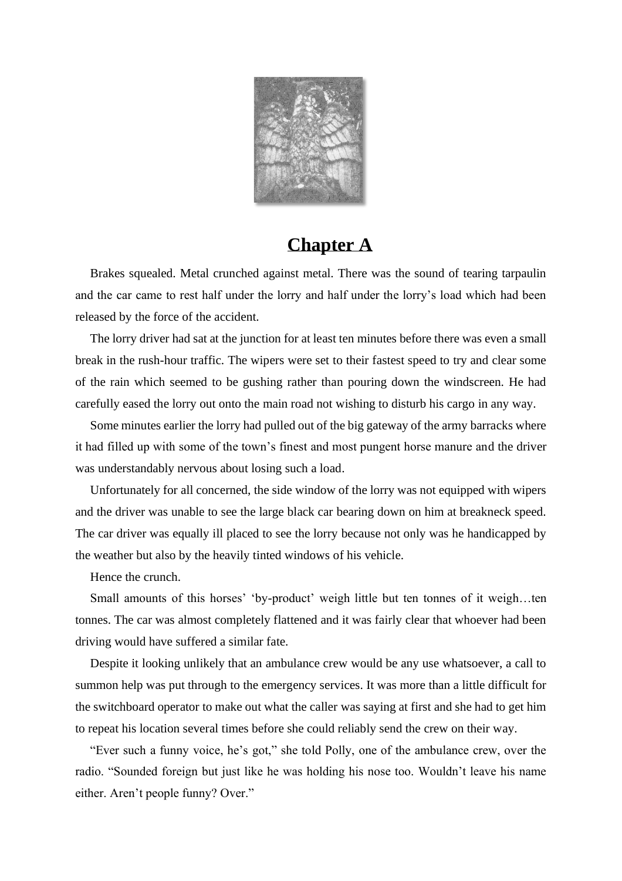# Chapter A

Brakes squealed. Metal crunched against metal. There was the sound of tearing tarpaulin and the car came to rest half under the lorry and half under the lorry's load which had been released by the force of the accident.

The lorry driver had sat at the junction for at least ten minutes before there was even a small break in the rush-hour traffic. The wipers were set to their fastest speed to try and clear some of the rain which seemed to be gushing rather than pouring down the windscreen. He had carefully eased the lorry out onto the main road not wishing to disturb his cargo in any way.

Some minutes earlier the lorry had pulled out of the big gateway of the army barracks where it had filled up with some of the town's finest and most pungent horse manure and the driver was understandably nervous about losing such a load.

Unfortunately for all concerned, the side window of the lorry was not equipped with wipers and the driver was unable to see the large black car bearing down on him at breakneck speed. The car driver was equally ill placed to see the lorry because not only was he handicapped by the weather but also by the heavily tinted windows of his vehicle.

Hence the crunch.

Small amounts of this horses' 'by-product' weigh little but ten tonnes of it weigh…ten tonnes. The car was almost completely flattened and it was fairly clear that whoever had been driving would have suffered a similar fate.

Despite it looking unlikely that an ambulance crew would be any use whatsoever, a call to summon help was put through to the emergency services. It was more than a little difficult for the switchboard operator to make out what the caller was saying at first and she had to get him to repeat his location several times before she could reliably send the crew on their way.

"Ever such a funny voice, he's got," she told Polly, one of the ambulance crew, over the radio. "Sounded foreign but just like he was holding his nose too. Wouldn't leave his name either. Aren't people funny? Over."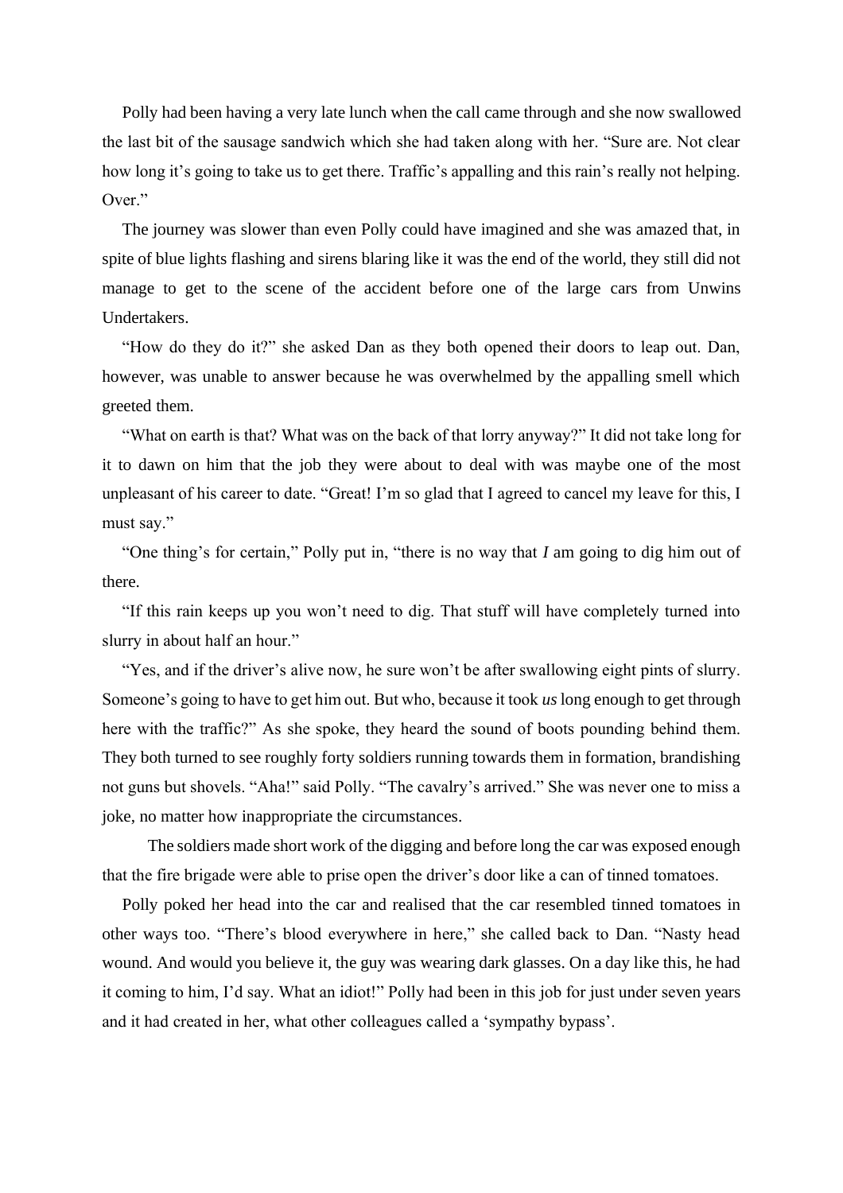Polly had been having a very late lunch when the call came through and she now swallowed the last bit of the sausage sandwich which she had taken along with her. “Sure are. Not clear how long it’s going to take us to get there. Traffic’s appalling and this rain’s really not helping. Over.”

The journey was slower than even Polly could have imagined and she was amazed that, in spite of blue lights flashing and sirens blaring like it was the end of the world, they still did not manage to get to the scene of the accident before one of the large cars from Unwins Undertakers.

“How do they do it?” she asked Dan as they both opened their doors to leap out. Dan, however, was unable to answer because he was overwhelmed by the appalling smell which greeted them.

“What on earth is that? What was on the back of that lorry anyway?” It did not take long for it to dawn on him that the job they were about to deal with was maybe one of the most unpleasant of his career to date. “Great! I’m so glad that I agreed to cancel my leave for this, I must say.”

“One thing’s for certain,” Polly put in, “there is no way that *I* am going to dig him out of there.

“If this rain keeps up you won’t need to dig. That stuff will have completely turned into slurry in about half an hour.”

“Yes, and if the driver’s alive now, he sure won’t be after swallowing eight pints of slurry. Someone’s going to have to get him out. But who, because it took *us* long enough to get through here with the traffic?” As she spoke, they heard the sound of boots pounding behind them. They both turned to see roughly forty soldiers running towards them in formation, brandishing not guns but shovels. “Aha!” said Polly. “The cavalry’s arrived.” She was never one to miss a joke, no matter how inappropriate the circumstances.

The soldiers made short work of the digging and before long the car was exposed enough that the fire brigade were able to prise open the driver’s door like a can of tinned tomatoes.

Polly poked her head into the car and realised that the car resembled tinned tomatoes in other ways too. “There’s blood everywhere in here,” she called back to Dan. “Nasty head wound. And would you believe it, the guy was wearing dark glasses. On a day like this, he had it coming to him, I’d say. What an idiot!” Polly had been in this job for just under seven years and it had created in her, what other colleagues called a ‘sympathy bypass’.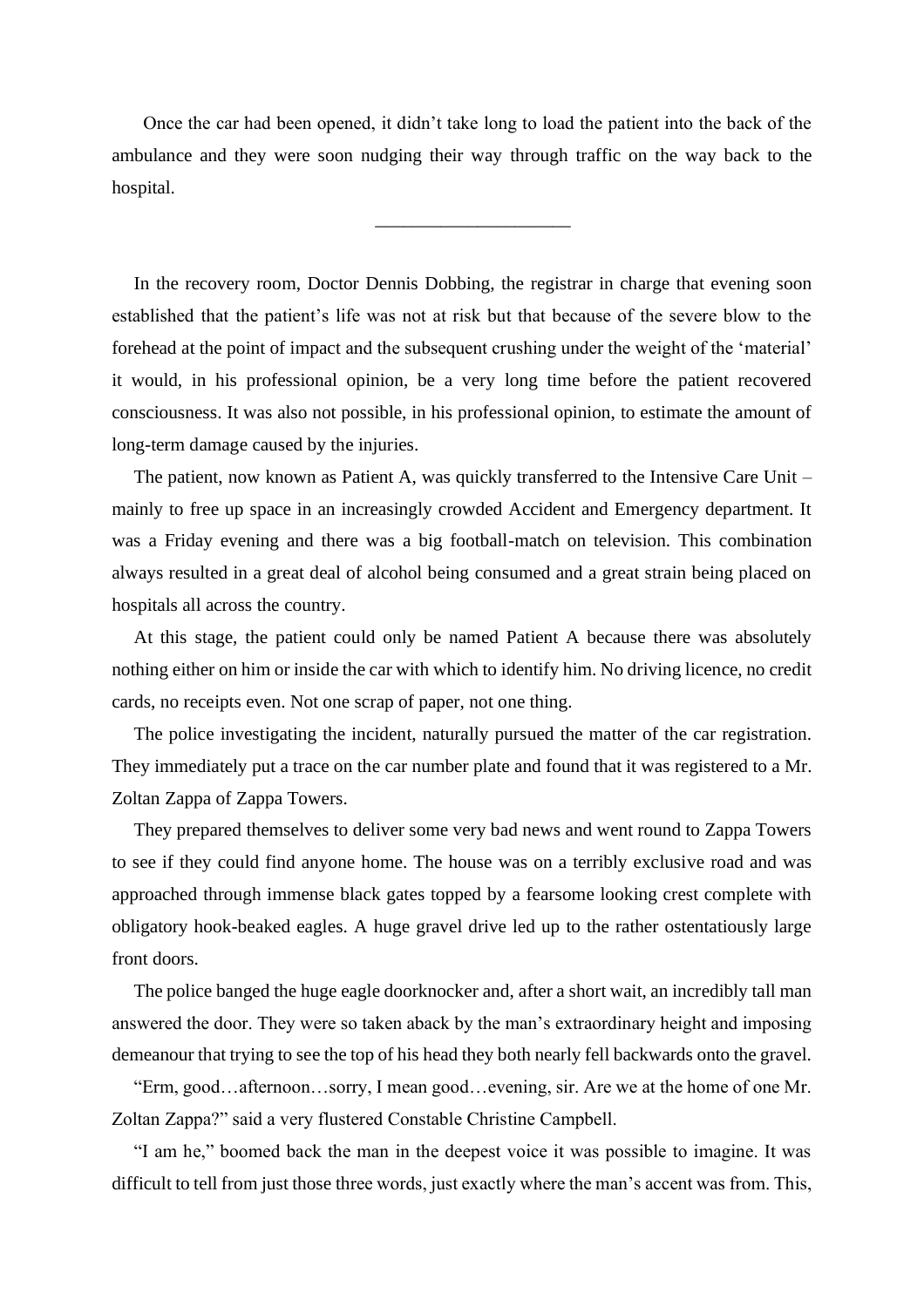Once the car had been opened, it didn't take long to load the patient into the back of the ambulance and they were soon nudging their way through traffic on the way back to the hospital.

---

In the recovery room, Doctor Dennis Dobbing, the registrar in charge that evening soon established that the patient's life was not at risk but that because of the severe blow to the forehead at the point of impact and the subsequent crushing under the weight of the 'material' it would, in his professional opinion, be a very long time before the patient recovered consciousness. It was also not possible, in his professional opinion, to estimate the amount of long-term damage caused by the injuries.

The patient, now known as Patient A, was quickly transferred to the Intensive Care Unit – mainly to free up space in an increasingly crowded Accident and Emergency department. It was a Friday evening and there was a big football-match on television. This combination always resulted in a great deal of alcohol being consumed and a great strain being placed on hospitals all across the country.

At this stage, the patient could only be named Patient A because there was absolutely nothing either on him or inside the car with which to identify him. No driving licence, no credit cards, no receipts even. Not one scrap of paper, not one thing.

The police investigating the incident, naturally pursued the matter of the car registration. They immediately put a trace on the car number plate and found that it was registered to a Mr. Zoltan Zappa of Zappa Towers.

They prepared themselves to deliver some very bad news and went round to Zappa Towers to see if they could find anyone home. The house was on a terribly exclusive road and was approached through immense black gates topped by a fearsome looking crest complete with obligatory hook-beaked eagles. A huge gravel drive led up to the rather ostentatiously large front doors.

The police banged the huge eagle doorknocker and, after a short wait, an incredibly tall man answered the door. They were so taken aback by the man's extraordinary height and imposing demeanour that trying to see the top of his head they both nearly fell backwards onto the gravel.

"Erm, good…afternoon…sorry, I mean good…evening, sir. Are we at the home of one Mr. Zoltan Zappa?" said a very flustered Constable Christine Campbell.

"I am he," boomed back the man in the deepest voice it was possible to imagine. It was difficult to tell from just those three words, just exactly where the man's accent was from. This,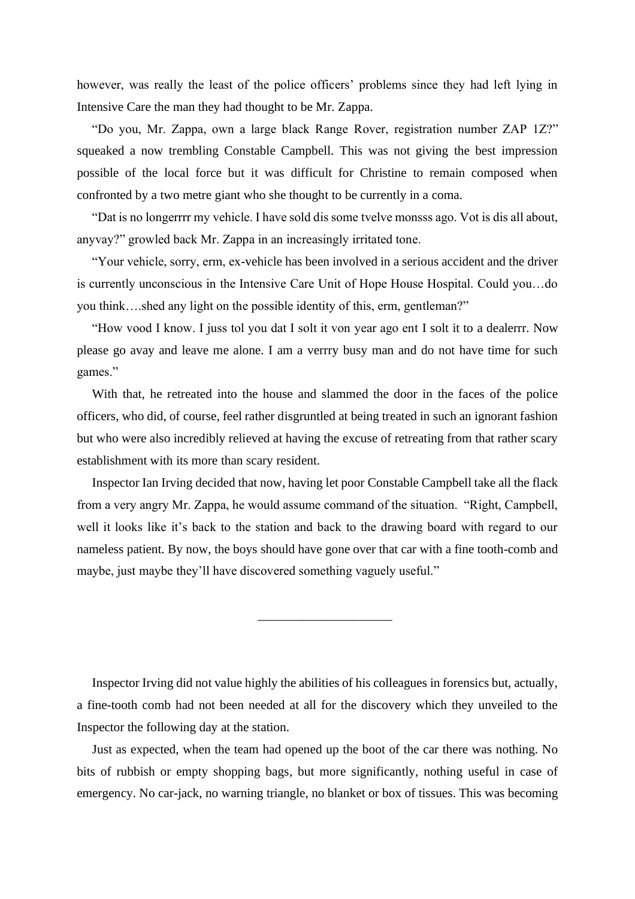however, was really the least of the police officers' problems since they had left lying in Intensive Care the man they had thought to be Mr. Zappa.

"Do you, Mr. Zappa, own a large black Range Rover, registration number ZAP 1Z?" squeaked a now trembling Constable Campbell. This was not giving the best impression possible of the local force but it was difficult for Christine to remain composed when confronted by a two metre giant who she thought to be currently in a coma.

"Dat is no longerrrr my vehicle. I have sold dis some tvelve monsss ago. Vot is dis all about, anyvay?" growled back Mr. Zappa in an increasingly irritated tone.

"Your vehicle, sorry, erm, ex-vehicle has been involved in a serious accident and the driver is currently unconscious in the Intensive Care Unit of Hope House Hospital. Could you…do you think….shed any light on the possible identity of this, erm, gentleman?"

"How vood I know. I juss tol you dat I solt it von year ago ent I solt it to a dealerrr. Now please go avay and leave me alone. I am a verrry busy man and do not have time for such games."

With that, he retreated into the house and slammed the door in the faces of the police officers, who did, of course, feel rather disgruntled at being treated in such an ignorant fashion but who were also incredibly relieved at having the excuse of retreating from that rather scary establishment with its more than scary resident.

Inspector Ian Irving decided that now, having let poor Constable Campbell take all the flack from a very angry Mr. Zappa, he would assume command of the situation. "Right, Campbell, well it looks like it's back to the station and back to the drawing board with regard to our nameless patient. By now, the boys should have gone over that car with a fine tooth-comb and maybe, just maybe they'll have discovered something vaguely useful."

---

Inspector Irving did not value highly the abilities of his colleagues in forensics but, actually, a fine-tooth comb had not been needed at all for the discovery which they unveiled to the Inspector the following day at the station.

Just as expected, when the team had opened up the boot of the car there was nothing. No bits of rubbish or empty shopping bags, but more significantly, nothing useful in case of emergency. No car-jack, no warning triangle, no blanket or box of tissues. This was becoming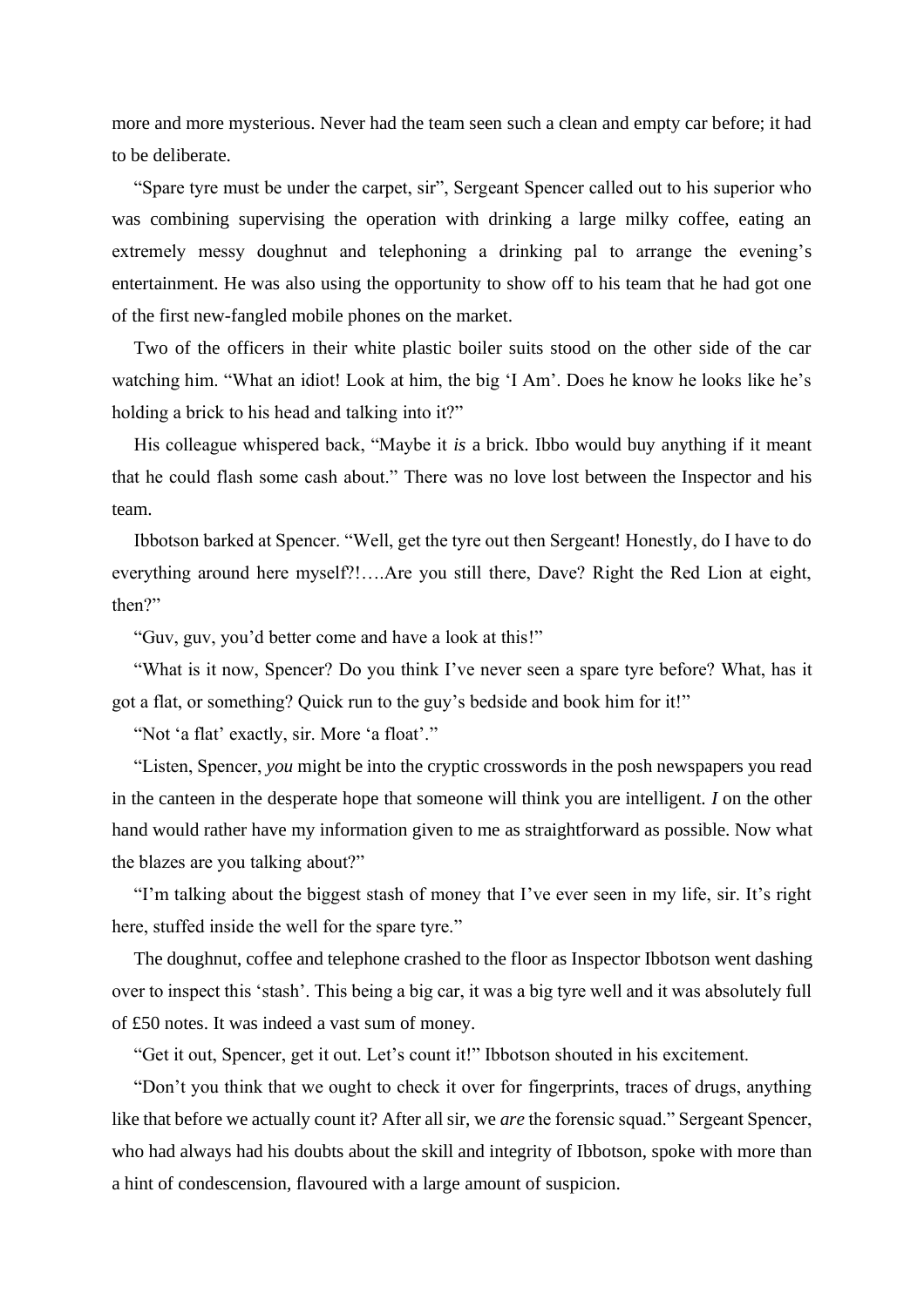more and more mysterious. Never had the team seen such a clean and empty car before; it had to be deliberate.

"Spare tyre must be under the carpet, sir", Sergeant Spencer called out to his superior who was combining supervising the operation with drinking a large milky coffee, eating an extremely messy doughnut and telephoning a drinking pal to arrange the evening's entertainment. He was also using the opportunity to show off to his team that he had got one of the first new-fangled mobile phones on the market.

Two of the officers in their white plastic boiler suits stood on the other side of the car watching him. "What an idiot! Look at him, the big 'I Am'. Does he know he looks like he's holding a brick to his head and talking into it?"

His colleague whispered back, "Maybe it *is* a brick. Ibbo would buy anything if it meant that he could flash some cash about." There was no love lost between the Inspector and his team.

Ibbotson barked at Spencer. "Well, get the tyre out then Sergeant! Honestly, do I have to do everything around here myself?!….Are you still there, Dave? Right the Red Lion at eight, then?"

"Guv, guv, you'd better come and have a look at this!"

"What is it now, Spencer? Do you think I've never seen a spare tyre before? What, has it got a flat, or something? Quick run to the guy's bedside and book him for it!"

"Not 'a flat' exactly, sir. More 'a float'."

"Listen, Spencer, *you* might be into the cryptic crosswords in the posh newspapers you read in the canteen in the desperate hope that someone will think you are intelligent. *I* on the other hand would rather have my information given to me as straightforward as possible. Now what the blazes are you talking about?"

"I'm talking about the biggest stash of money that I've ever seen in my life, sir. It's right here, stuffed inside the well for the spare tyre."

The doughnut, coffee and telephone crashed to the floor as Inspector Ibbotson went dashing over to inspect this 'stash'. This being a big car, it was a big tyre well and it was absolutely full of £50 notes. It was indeed a vast sum of money.

"Get it out, Spencer, get it out. Let's count it!" Ibbotson shouted in his excitement.

"Don't you think that we ought to check it over for fingerprints, traces of drugs, anything like that before we actually count it? After all sir, we *are* the forensic squad." Sergeant Spencer, who had always had his doubts about the skill and integrity of Ibbotson, spoke with more than a hint of condescension, flavoured with a large amount of suspicion.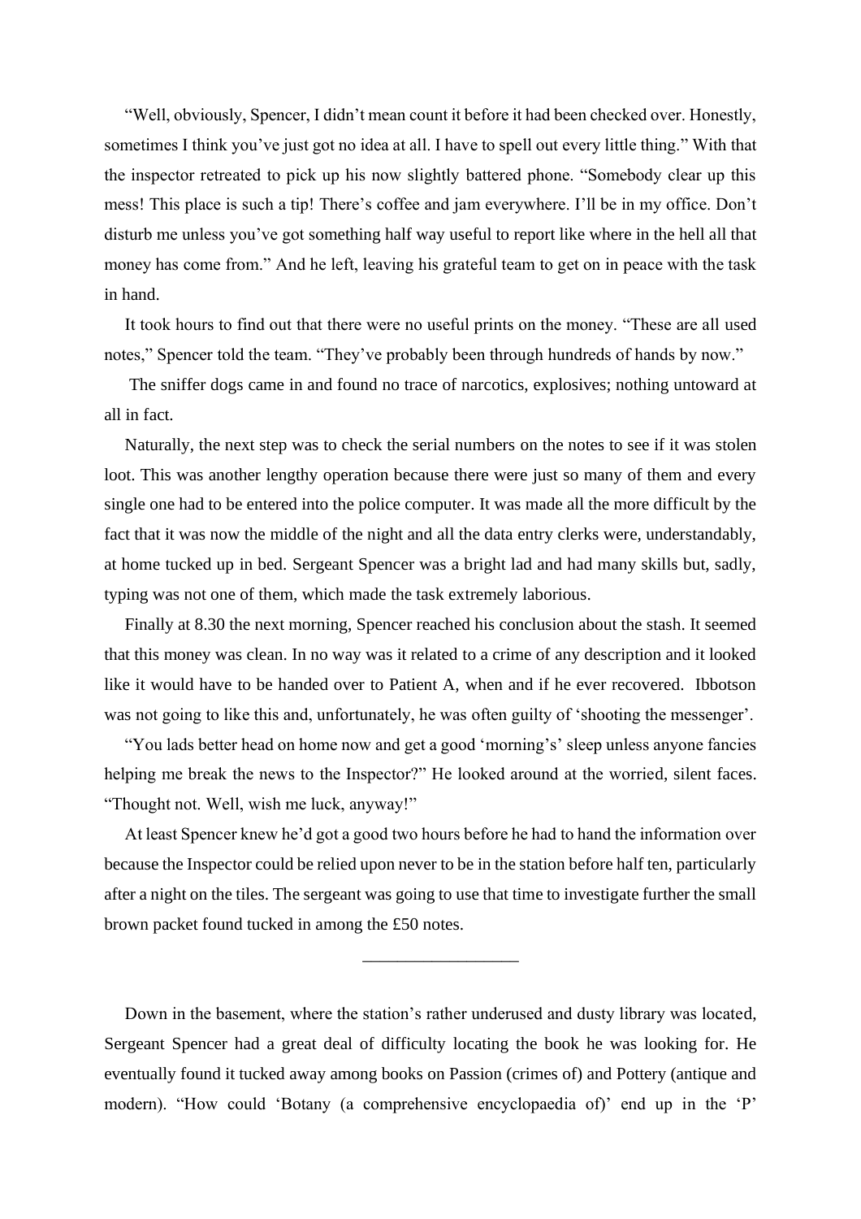"Well, obviously, Spencer, I didn't mean count it before it had been checked over. Honestly, sometimes I think you've just got no idea at all. I have to spell out every little thing." With that the inspector retreated to pick up his now slightly battered phone. "Somebody clear up this mess! This place is such a tip! There's coffee and jam everywhere. I'll be in my office. Don't disturb me unless you've got something half way useful to report like where in the hell all that money has come from." And he left, leaving his grateful team to get on in peace with the task in hand.

It took hours to find out that there were no useful prints on the money. "These are all used notes," Spencer told the team. "They've probably been through hundreds of hands by now."

The sniffer dogs came in and found no trace of narcotics, explosives; nothing untoward at all in fact.

Naturally, the next step was to check the serial numbers on the notes to see if it was stolen loot. This was another lengthy operation because there were just so many of them and every single one had to be entered into the police computer. It was made all the more difficult by the fact that it was now the middle of the night and all the data entry clerks were, understandably, at home tucked up in bed. Sergeant Spencer was a bright lad and had many skills but, sadly, typing was not one of them, which made the task extremely laborious.

Finally at 8.30 the next morning, Spencer reached his conclusion about the stash. It seemed that this money was clean. In no way was it related to a crime of any description and it looked like it would have to be handed over to Patient A, when and if he ever recovered. Ibbotson was not going to like this and, unfortunately, he was often guilty of 'shooting the messenger'.

"You lads better head on home now and get a good 'morning's' sleep unless anyone fancies helping me break the news to the Inspector?" He looked around at the worried, silent faces. "Thought not. Well, wish me luck, anyway!"

At least Spencer knew he'd got a good two hours before he had to hand the information over because the Inspector could be relied upon never to be in the station before half ten, particularly after a night on the tiles. The sergeant was going to use that time to investigate further the small brown packet found tucked in among the £50 notes.

---

Down in the basement, where the station's rather underused and dusty library was located, Sergeant Spencer had a great deal of difficulty locating the book he was looking for. He eventually found it tucked away among books on Passion (crimes of) and Pottery (antique and modern). "How could 'Botany (a comprehensive encyclopaedia of)' end up in the 'P'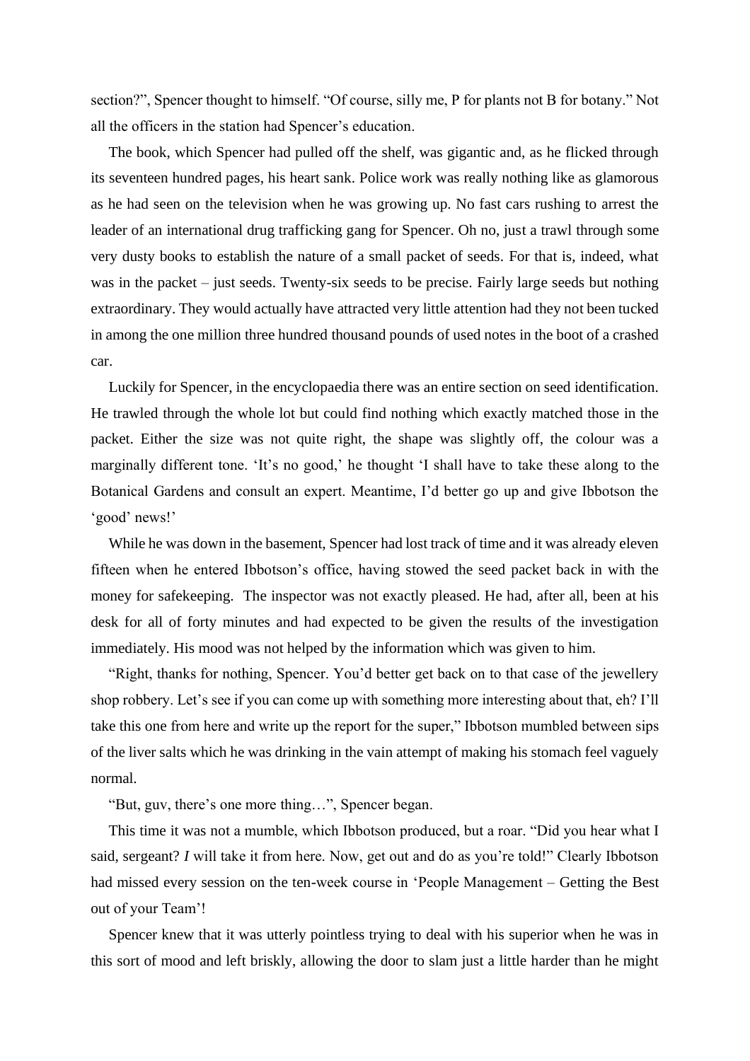section?", Spencer thought to himself. "Of course, silly me, P for plants not B for botany." Not all the officers in the station had Spencer's education.

The book, which Spencer had pulled off the shelf, was gigantic and, as he flicked through its seventeen hundred pages, his heart sank. Police work was really nothing like as glamorous as he had seen on the television when he was growing up. No fast cars rushing to arrest the leader of an international drug trafficking gang for Spencer. Oh no, just a trawl through some very dusty books to establish the nature of a small packet of seeds. For that is, indeed, what was in the packet – just seeds. Twenty-six seeds to be precise. Fairly large seeds but nothing extraordinary. They would actually have attracted very little attention had they not been tucked in among the one million three hundred thousand pounds of used notes in the boot of a crashed car.

Luckily for Spencer, in the encyclopaedia there was an entire section on seed identification. He trawled through the whole lot but could find nothing which exactly matched those in the packet. Either the size was not quite right, the shape was slightly off, the colour was a marginally different tone. 'It's no good,' he thought 'I shall have to take these along to the Botanical Gardens and consult an expert. Meantime, I'd better go up and give Ibbotson the 'good' news!'

While he was down in the basement, Spencer had lost track of time and it was already eleven fifteen when he entered Ibbotson's office, having stowed the seed packet back in with the money for safekeeping. The inspector was not exactly pleased. He had, after all, been at his desk for all of forty minutes and had expected to be given the results of the investigation immediately. His mood was not helped by the information which was given to him.

"Right, thanks for nothing, Spencer. You'd better get back on to that case of the jewellery shop robbery. Let's see if you can come up with something more interesting about that, eh? I'll take this one from here and write up the report for the super," Ibbotson mumbled between sips of the liver salts which he was drinking in the vain attempt of making his stomach feel vaguely normal.

"But, guv, there's one more thing…", Spencer began.

This time it was not a mumble, which Ibbotson produced, but a roar. "Did you hear what I said, sergeant? *I* will take it from here. Now, get out and do as you're told!" Clearly Ibbotson had missed every session on the ten-week course in 'People Management – Getting the Best out of your Team'!

Spencer knew that it was utterly pointless trying to deal with his superior when he was in this sort of mood and left briskly, allowing the door to slam just a little harder than he might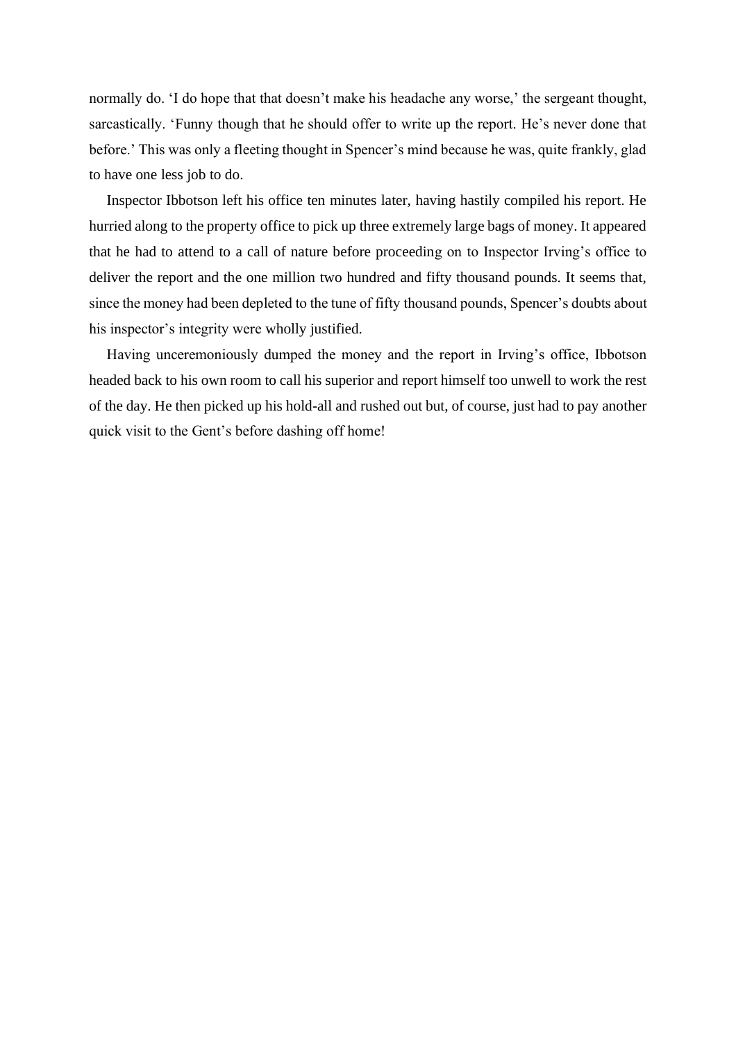normally do. 'I do hope that that doesn't make his headache any worse,' the sergeant thought, sarcastically. 'Funny though that he should offer to write up the report. He's never done that before.' This was only a fleeting thought in Spencer's mind because he was, quite frankly, glad to have one less job to do.

Inspector Ibbotson left his office ten minutes later, having hastily compiled his report. He hurried along to the property office to pick up three extremely large bags of money. It appeared that he had to attend to a call of nature before proceeding on to Inspector Irving's office to deliver the report and the one million two hundred and fifty thousand pounds. It seems that, since the money had been depleted to the tune of fifty thousand pounds, Spencer's doubts about his inspector's integrity were wholly justified.

Having unceremoniously dumped the money and the report in Irving's office, Ibbotson headed back to his own room to call his superior and report himself too unwell to work the rest of the day. He then picked up his hold-all and rushed out but, of course, just had to pay another quick visit to the Gent's before dashing off home!